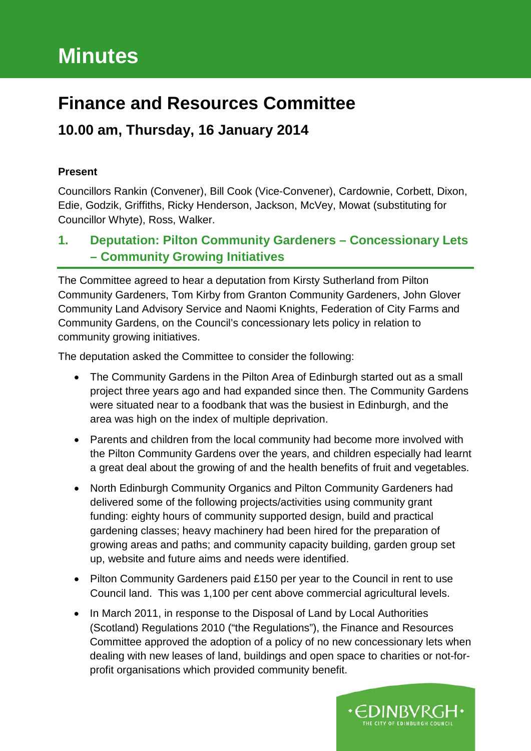# Minutes

## Finance and Resources Committee

### 10.00 am, Thursday, 16 January 2014

**Present**

Councillors Rankin (Convener), Bill Cook (Vice-Convener), Cardownie, Corbett, Dixon, Edie, Godzik, Griffiths, Ricky Henderson, Jackson, McVey, Mowat (substituting for Councillor Whyte), Ross, Walker.

## 1. Deputation: Pilton Community Gardeners – Concessionary Lets – Community Growing Initiatives

The Committee agreed to hear a deputation from Kirsty Sutherland from Pilton Community Gardeners, Tom Kirby from Granton Community Gardeners, John Glover Community Land Advisory Service and Naomi Knights, Federation of City Farms and Community Gardens, on the Council's concessionary lets policy in relation to community growing initiatives.

The deputation asked the Committee to consider the following:

- The Community Gardens in the Pilton Area of Edinburgh started out as a small project three years ago and had expanded since then. The Community Gardens were situated near to a foodbank that was the busiest in Edinburgh, and the area was high on the index of multiple deprivation.
- Parents and children from the local community had become more involved with the Pilton Community Gardens over the years, and children especially had learnt a great deal about the growing of and the health benefits of fruit and vegetables.
- North Edinburgh Community Organics and Pilton Community Gardeners had delivered some of the following projects/activities using community grant funding: eighty hours of community supported design, build and practical gardening classes; heavy machinery had been hired for the preparation of growing areas and paths; and community capacity building, garden group set up, website and future aims and needs were identified.
- Pilton Community Gardeners paid £150 per year to the Council in rent to use Council land. This was 1,100 per cent above commercial agricultural levels.
- In March 2011, in response to the Disposal of Land by Local Authorities (Scotland) Regulations 2010 ("the Regulations"), the Finance and Resources Committee approved the adoption of a policy of no new concessionary lets when dealing with new leases of land, buildings and open space to charities or not-for-profit organisations which provided community benefit.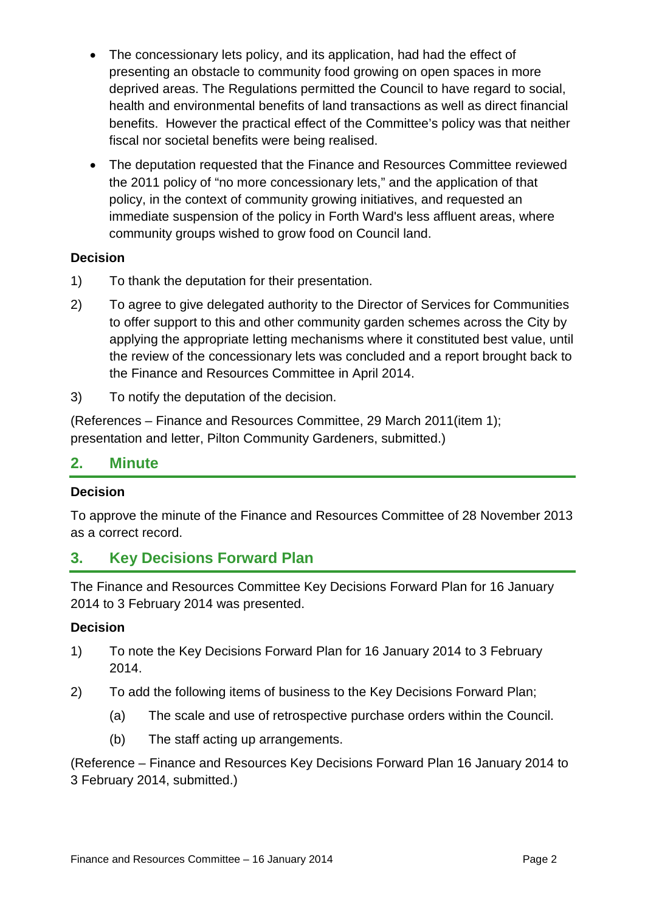- The concessionary lets policy, and its application, had had the effect of presenting an obstacle to community food growing on open spaces in more deprived areas. The Regulations permitted the Council to have regard to social, health and environmental benefits of land transactions as well as direct financial benefits. However the practical effect of the Committee's policy was that neither fiscal nor societal benefits were being realised.
- The deputation requested that the Finance and Resources Committee reviewed the 2011 policy of "no more concessionary lets," and the application of that policy, in the context of community growing initiatives, and requested an immediate suspension of the policy in Forth Ward's less affluent areas, where community groups wished to grow food on Council land.

**Decision**

1) To thank the deputation for their presentation.

2) To agree to give delegated authority to the Director of Services for Communities to offer support to this and other community garden schemes across the City by applying the appropriate letting mechanisms where it constituted best value, until the review of the concessionary lets was concluded and a report brought back to the Finance and Resources Committee in April 2014.

3) To notify the deputation of the decision.

(References – Finance and Resources Committee, 29 March 2011(item 1); presentation and letter, Pilton Community Gardeners, submitted.)

## 2. Minute

**Decision**

To approve the minute of the Finance and Resources Committee of 28 November 2013 as a correct record.

## 3. Key Decisions Forward Plan

The Finance and Resources Committee Key Decisions Forward Plan for 16 January 2014 to 3 February 2014 was presented.

**Decision**

1) To note the Key Decisions Forward Plan for 16 January 2014 to 3 February 2014.

2) To add the following items of business to the Key Decisions Forward Plan;

   (a) The scale and use of retrospective purchase orders within the Council.

   (b) The staff acting up arrangements.

(Reference – Finance and Resources Key Decisions Forward Plan 16 January 2014 to 3 February 2014, submitted.)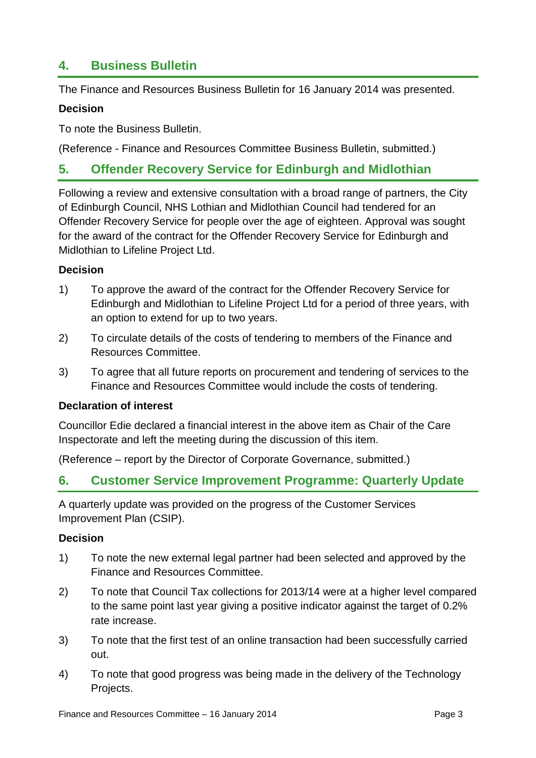## 4. Business Bulletin

The Finance and Resources Business Bulletin for 16 January 2014 was presented.

**Decision**

To note the Business Bulletin.

(Reference - Finance and Resources Committee Business Bulletin, submitted.)

## 5. Offender Recovery Service for Edinburgh and Midlothian

Following a review and extensive consultation with a broad range of partners, the City of Edinburgh Council, NHS Lothian and Midlothian Council had tendered for an Offender Recovery Service for people over the age of eighteen. Approval was sought for the award of the contract for the Offender Recovery Service for Edinburgh and Midlothian to Lifeline Project Ltd.

**Decision**

1) To approve the award of the contract for the Offender Recovery Service for Edinburgh and Midlothian to Lifeline Project Ltd for a period of three years, with an option to extend for up to two years.

2) To circulate details of the costs of tendering to members of the Finance and Resources Committee.

3) To agree that all future reports on procurement and tendering of services to the Finance and Resources Committee would include the costs of tendering.

**Declaration of interest**

Councillor Edie declared a financial interest in the above item as Chair of the Care Inspectorate and left the meeting during the discussion of this item.

(Reference – report by the Director of Corporate Governance, submitted.)

## 6. Customer Service Improvement Programme: Quarterly Update

A quarterly update was provided on the progress of the Customer Services Improvement Plan (CSIP).

**Decision**

1) To note the new external legal partner had been selected and approved by the Finance and Resources Committee.

2) To note that Council Tax collections for 2013/14 were at a higher level compared to the same point last year giving a positive indicator against the target of 0.2% rate increase.

3) To note that the first test of an online transaction had been successfully carried out.

4) To note that good progress was being made in the delivery of the Technology Projects.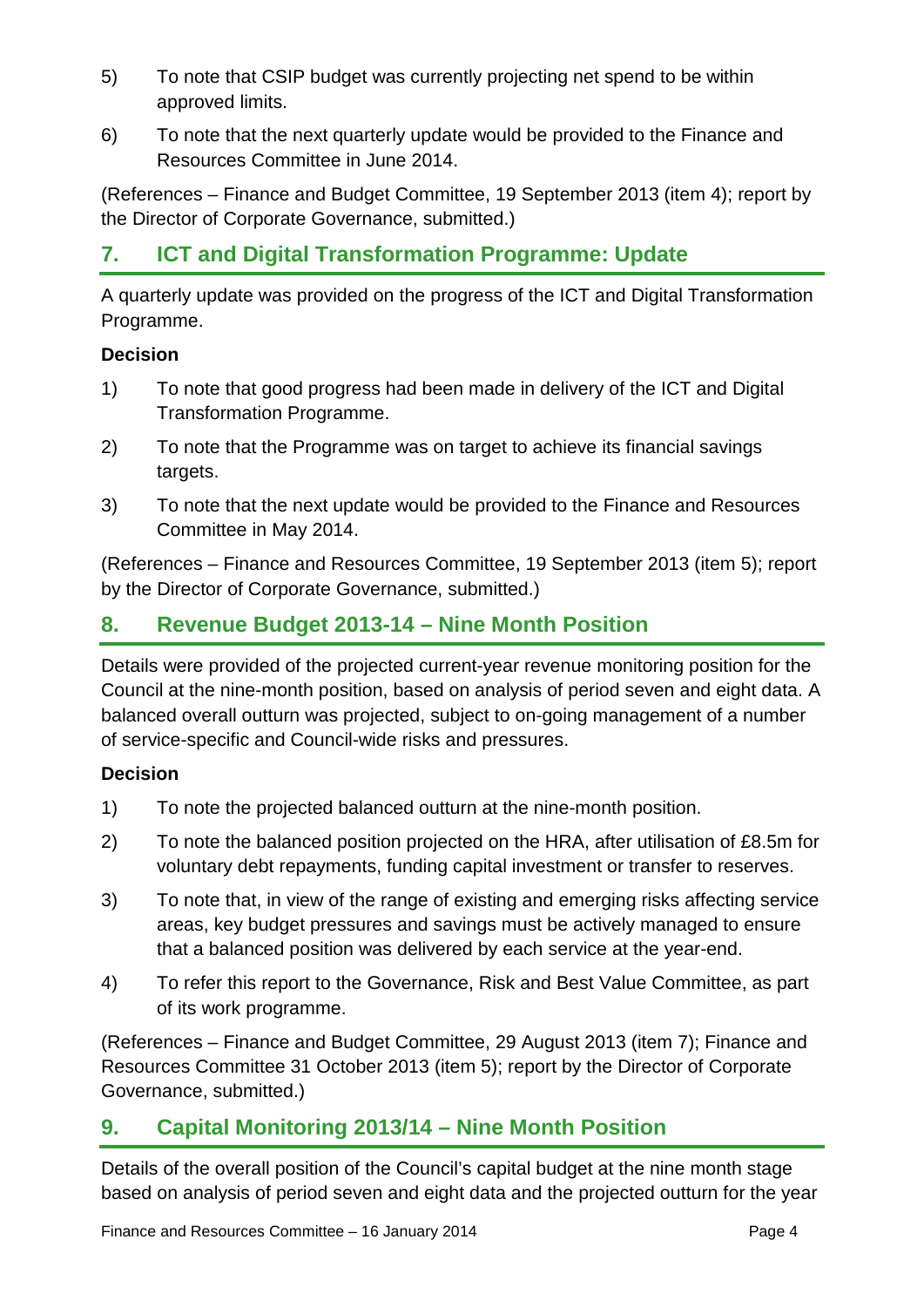5) To note that CSIP budget was currently projecting net spend to be within approved limits.

6) To note that the next quarterly update would be provided to the Finance and Resources Committee in June 2014.

(References – Finance and Budget Committee, 19 September 2013 (item 4); report by the Director of Corporate Governance, submitted.)

## 7. ICT and Digital Transformation Programme: Update

A quarterly update was provided on the progress of the ICT and Digital Transformation Programme.

**Decision**

1) To note that good progress had been made in delivery of the ICT and Digital Transformation Programme.

2) To note that the Programme was on target to achieve its financial savings targets.

3) To note that the next update would be provided to the Finance and Resources Committee in May 2014.

(References – Finance and Resources Committee, 19 September 2013 (item 5); report by the Director of Corporate Governance, submitted.)

## 8. Revenue Budget 2013-14 – Nine Month Position

Details were provided of the projected current-year revenue monitoring position for the Council at the nine-month position, based on analysis of period seven and eight data. A balanced overall outturn was projected, subject to on-going management of a number of service-specific and Council-wide risks and pressures.

**Decision**

1) To note the projected balanced outturn at the nine-month position.

2) To note the balanced position projected on the HRA, after utilisation of £8.5m for voluntary debt repayments, funding capital investment or transfer to reserves.

3) To note that, in view of the range of existing and emerging risks affecting service areas, key budget pressures and savings must be actively managed to ensure that a balanced position was delivered by each service at the year-end.

4) To refer this report to the Governance, Risk and Best Value Committee, as part of its work programme.

(References – Finance and Budget Committee, 29 August 2013 (item 7); Finance and Resources Committee 31 October 2013 (item 5); report by the Director of Corporate Governance, submitted.)

## 9. Capital Monitoring 2013/14 – Nine Month Position

Details of the overall position of the Council's capital budget at the nine month stage based on analysis of period seven and eight data and the projected outturn for the year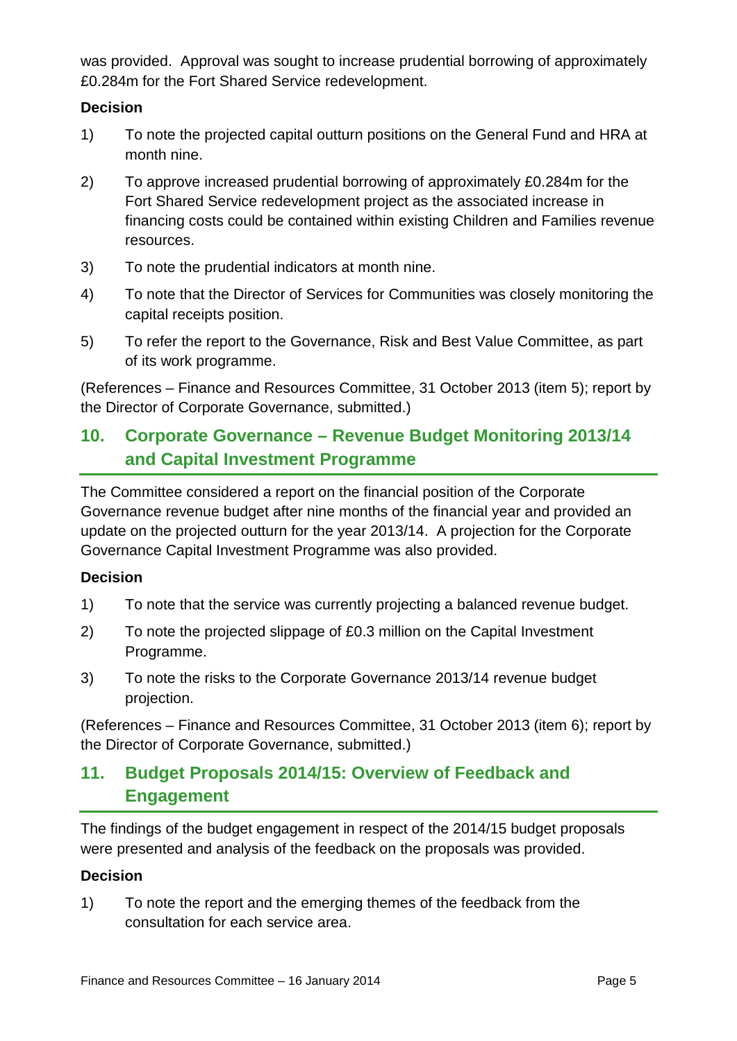was provided. Approval was sought to increase prudential borrowing of approximately £0.284m for the Fort Shared Service redevelopment.

**Decision**

1) To note the projected capital outturn positions on the General Fund and HRA at month nine.

2) To approve increased prudential borrowing of approximately £0.284m for the Fort Shared Service redevelopment project as the associated increase in financing costs could be contained within existing Children and Families revenue resources.

3) To note the prudential indicators at month nine.

4) To note that the Director of Services for Communities was closely monitoring the capital receipts position.

5) To refer the report to the Governance, Risk and Best Value Committee, as part of its work programme.

(References – Finance and Resources Committee, 31 October 2013 (item 5); report by the Director of Corporate Governance, submitted.)

## 10. Corporate Governance – Revenue Budget Monitoring 2013/14 and Capital Investment Programme

The Committee considered a report on the financial position of the Corporate Governance revenue budget after nine months of the financial year and provided an update on the projected outturn for the year 2013/14. A projection for the Corporate Governance Capital Investment Programme was also provided.

**Decision**

1) To note that the service was currently projecting a balanced revenue budget.

2) To note the projected slippage of £0.3 million on the Capital Investment Programme.

3) To note the risks to the Corporate Governance 2013/14 revenue budget projection.

(References – Finance and Resources Committee, 31 October 2013 (item 6); report by the Director of Corporate Governance, submitted.)

## 11. Budget Proposals 2014/15: Overview of Feedback and Engagement

The findings of the budget engagement in respect of the 2014/15 budget proposals were presented and analysis of the feedback on the proposals was provided.

**Decision**

1) To note the report and the emerging themes of the feedback from the consultation for each service area.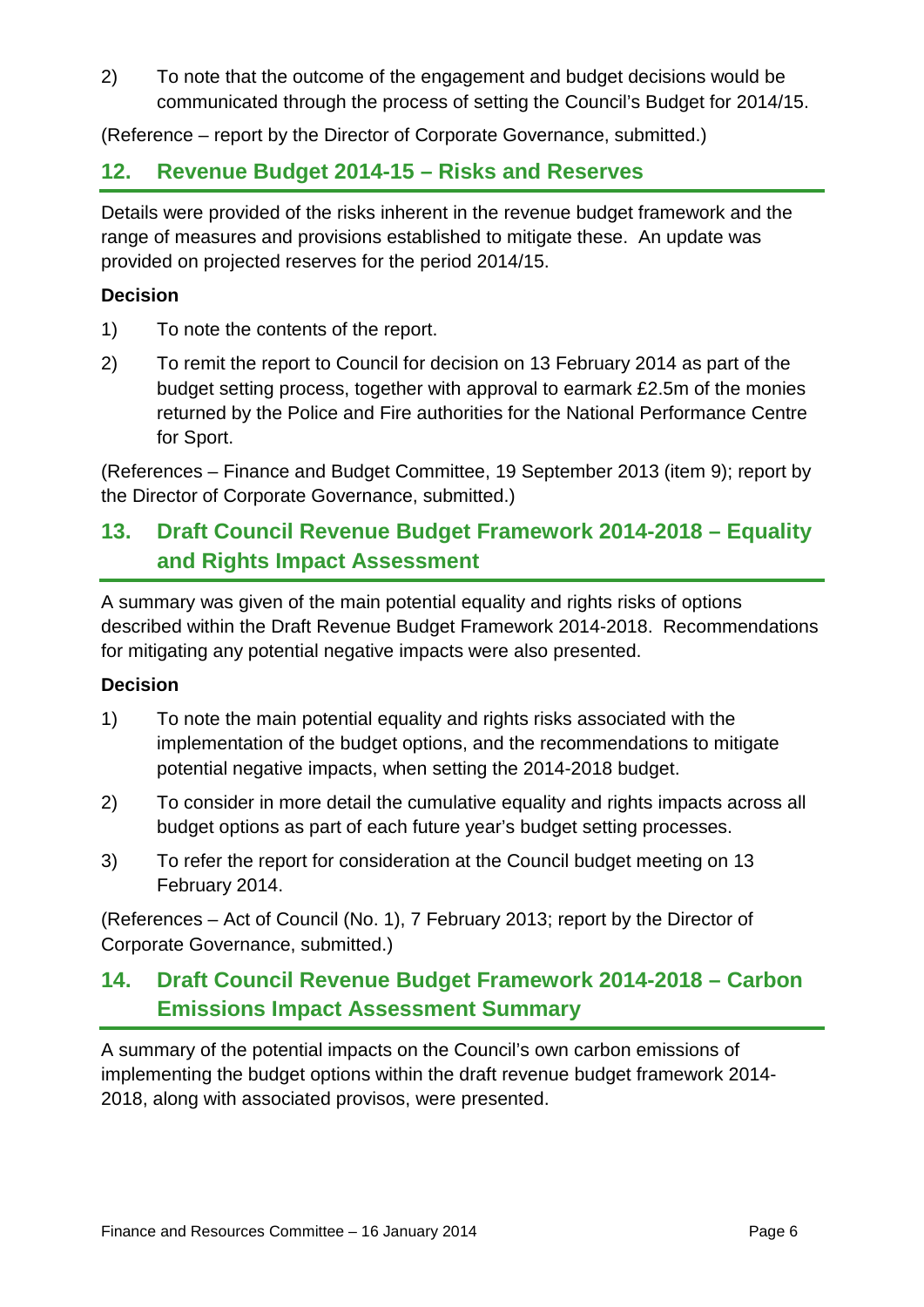2) To note that the outcome of the engagement and budget decisions would be communicated through the process of setting the Council's Budget for 2014/15.

(Reference – report by the Director of Corporate Governance, submitted.)

## 12. Revenue Budget 2014-15 – Risks and Reserves

Details were provided of the risks inherent in the revenue budget framework and the range of measures and provisions established to mitigate these. An update was provided on projected reserves for the period 2014/15.

**Decision**

1) To note the contents of the report.

2) To remit the report to Council for decision on 13 February 2014 as part of the budget setting process, together with approval to earmark £2.5m of the monies returned by the Police and Fire authorities for the National Performance Centre for Sport.

(References – Finance and Budget Committee, 19 September 2013 (item 9); report by the Director of Corporate Governance, submitted.)

## 13. Draft Council Revenue Budget Framework 2014-2018 – Equality and Rights Impact Assessment

A summary was given of the main potential equality and rights risks of options described within the Draft Revenue Budget Framework 2014-2018. Recommendations for mitigating any potential negative impacts were also presented.

**Decision**

1) To note the main potential equality and rights risks associated with the implementation of the budget options, and the recommendations to mitigate potential negative impacts, when setting the 2014-2018 budget.

2) To consider in more detail the cumulative equality and rights impacts across all budget options as part of each future year's budget setting processes.

3) To refer the report for consideration at the Council budget meeting on 13 February 2014.

(References – Act of Council (No. 1), 7 February 2013; report by the Director of Corporate Governance, submitted.)

## 14. Draft Council Revenue Budget Framework 2014-2018 – Carbon Emissions Impact Assessment Summary

A summary of the potential impacts on the Council's own carbon emissions of implementing the budget options within the draft revenue budget framework 2014-2018, along with associated provisos, were presented.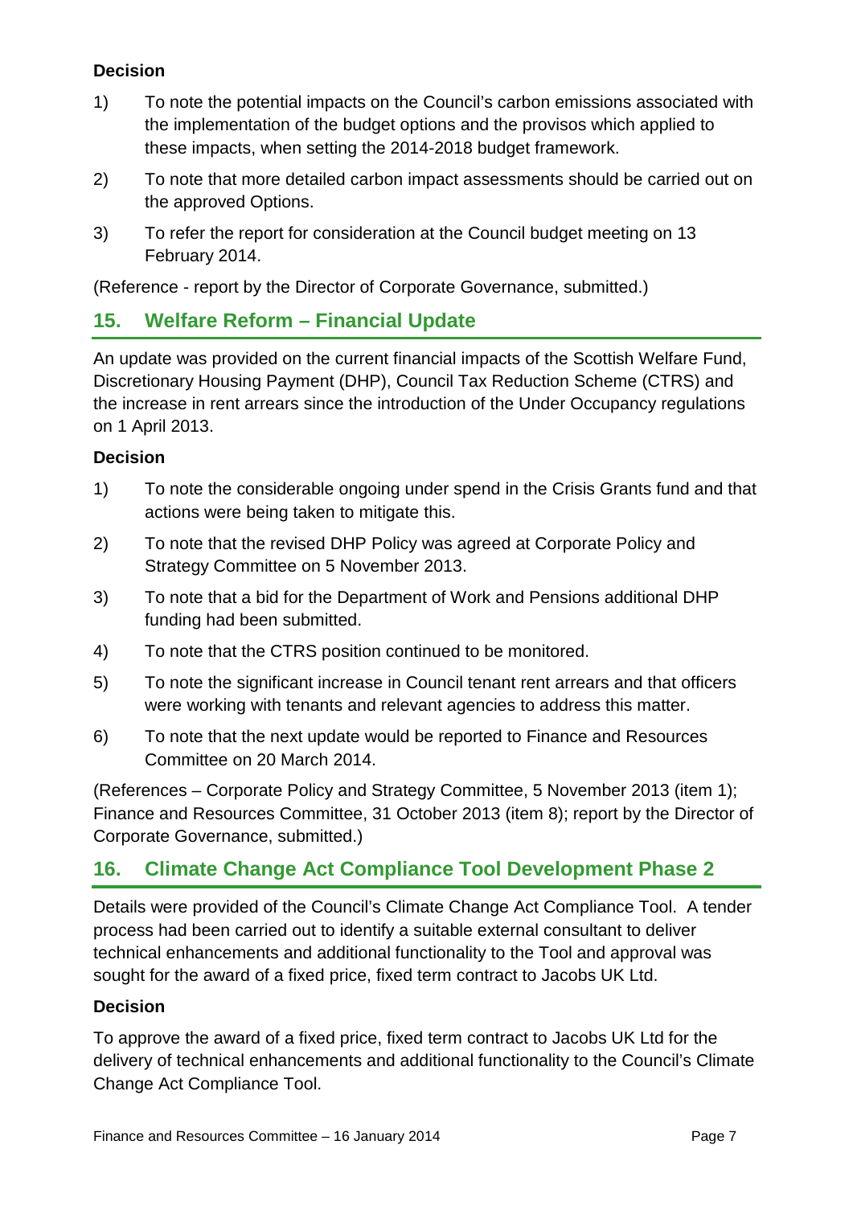### Decision

1) To note the potential impacts on the Council's carbon emissions associated with the implementation of the budget options and the provisos which applied to these impacts, when setting the 2014-2018 budget framework.

2) To note that more detailed carbon impact assessments should be carried out on the approved Options.

3) To refer the report for consideration at the Council budget meeting on 13 February 2014.

(Reference - report by the Director of Corporate Governance, submitted.)

## 15. Welfare Reform – Financial Update

An update was provided on the current financial impacts of the Scottish Welfare Fund, Discretionary Housing Payment (DHP), Council Tax Reduction Scheme (CTRS) and the increase in rent arrears since the introduction of the Under Occupancy regulations on 1 April 2013.

### Decision

1) To note the considerable ongoing under spend in the Crisis Grants fund and that actions were being taken to mitigate this.

2) To note that the revised DHP Policy was agreed at Corporate Policy and Strategy Committee on 5 November 2013.

3) To note that a bid for the Department of Work and Pensions additional DHP funding had been submitted.

4) To note that the CTRS position continued to be monitored.

5) To note the significant increase in Council tenant rent arrears and that officers were working with tenants and relevant agencies to address this matter.

6) To note that the next update would be reported to Finance and Resources Committee on 20 March 2014.

(References – Corporate Policy and Strategy Committee, 5 November 2013 (item 1); Finance and Resources Committee, 31 October 2013 (item 8); report by the Director of Corporate Governance, submitted.)

## 16. Climate Change Act Compliance Tool Development Phase 2

Details were provided of the Council's Climate Change Act Compliance Tool. A tender process had been carried out to identify a suitable external consultant to deliver technical enhancements and additional functionality to the Tool and approval was sought for the award of a fixed price, fixed term contract to Jacobs UK Ltd.

### Decision

To approve the award of a fixed price, fixed term contract to Jacobs UK Ltd for the delivery of technical enhancements and additional functionality to the Council's Climate Change Act Compliance Tool.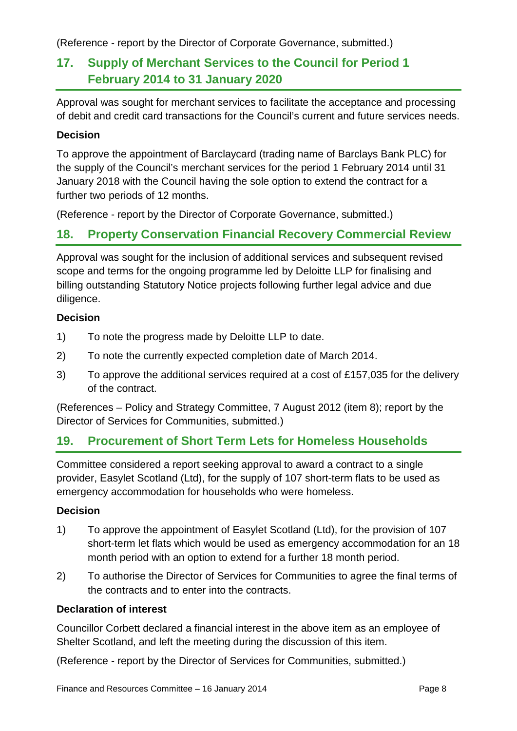(Reference - report by the Director of Corporate Governance, submitted.)

## 17. Supply of Merchant Services to the Council for Period 1 February 2014 to 31 January 2020

Approval was sought for merchant services to facilitate the acceptance and processing of debit and credit card transactions for the Council's current and future services needs.

**Decision**

To approve the appointment of Barclaycard (trading name of Barclays Bank PLC) for the supply of the Council's merchant services for the period 1 February 2014 until 31 January 2018 with the Council having the sole option to extend the contract for a further two periods of 12 months.

(Reference - report by the Director of Corporate Governance, submitted.)

## 18. Property Conservation Financial Recovery Commercial Review

Approval was sought for the inclusion of additional services and subsequent revised scope and terms for the ongoing programme led by Deloitte LLP for finalising and billing outstanding Statutory Notice projects following further legal advice and due diligence.

**Decision**

1) To note the progress made by Deloitte LLP to date.

2) To note the currently expected completion date of March 2014.

3) To approve the additional services required at a cost of £157,035 for the delivery of the contract.

(References – Policy and Strategy Committee, 7 August 2012 (item 8); report by the Director of Services for Communities, submitted.)

## 19. Procurement of Short Term Lets for Homeless Households

Committee considered a report seeking approval to award a contract to a single provider, Easylet Scotland (Ltd), for the supply of 107 short-term flats to be used as emergency accommodation for households who were homeless.

**Decision**

1) To approve the appointment of Easylet Scotland (Ltd), for the provision of 107 short-term let flats which would be used as emergency accommodation for an 18 month period with an option to extend for a further 18 month period.

2) To authorise the Director of Services for Communities to agree the final terms of the contracts and to enter into the contracts.

**Declaration of interest**

Councillor Corbett declared a financial interest in the above item as an employee of Shelter Scotland, and left the meeting during the discussion of this item.

(Reference - report by the Director of Services for Communities, submitted.)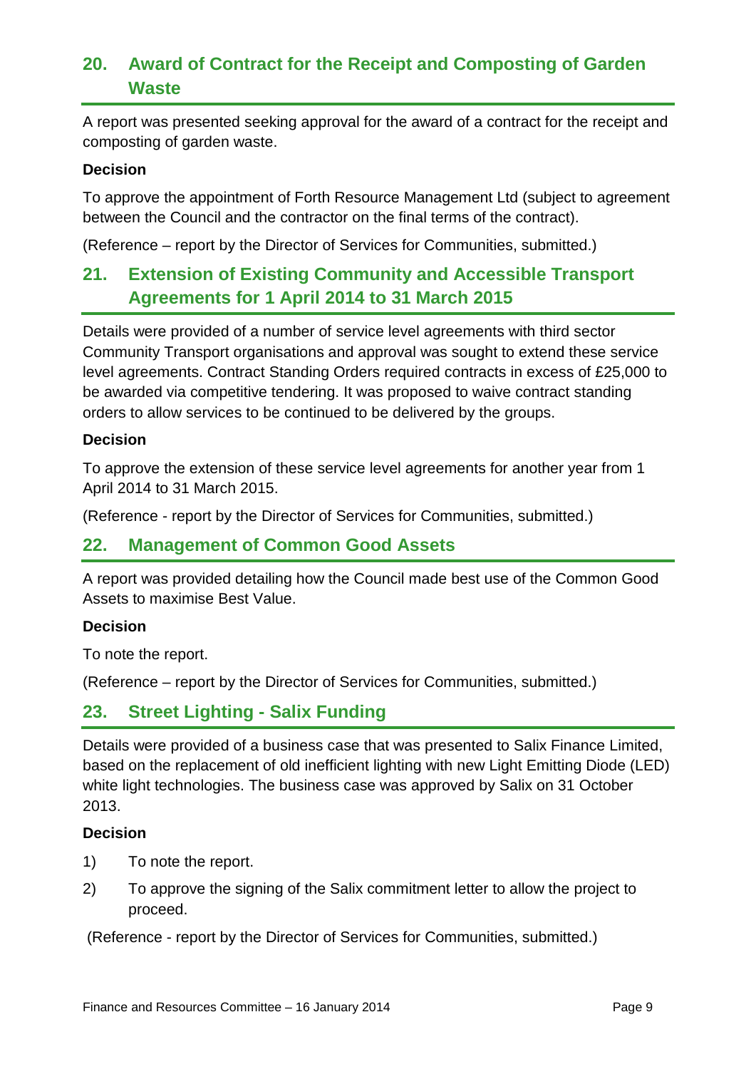## 20. Award of Contract for the Receipt and Composting of Garden Waste

A report was presented seeking approval for the award of a contract for the receipt and composting of garden waste.

**Decision**

To approve the appointment of Forth Resource Management Ltd (subject to agreement between the Council and the contractor on the final terms of the contract).

(Reference – report by the Director of Services for Communities, submitted.)

## 21. Extension of Existing Community and Accessible Transport Agreements for 1 April 2014 to 31 March 2015

Details were provided of a number of service level agreements with third sector Community Transport organisations and approval was sought to extend these service level agreements. Contract Standing Orders required contracts in excess of £25,000 to be awarded via competitive tendering. It was proposed to waive contract standing orders to allow services to be continued to be delivered by the groups.

**Decision**

To approve the extension of these service level agreements for another year from 1 April 2014 to 31 March 2015.

(Reference - report by the Director of Services for Communities, submitted.)

## 22. Management of Common Good Assets

A report was provided detailing how the Council made best use of the Common Good Assets to maximise Best Value.

**Decision**

To note the report.

(Reference – report by the Director of Services for Communities, submitted.)

## 23. Street Lighting - Salix Funding

Details were provided of a business case that was presented to Salix Finance Limited, based on the replacement of old inefficient lighting with new Light Emitting Diode (LED) white light technologies. The business case was approved by Salix on 31 October 2013.

**Decision**

1) To note the report.

2) To approve the signing of the Salix commitment letter to allow the project to proceed.

(Reference - report by the Director of Services for Communities, submitted.)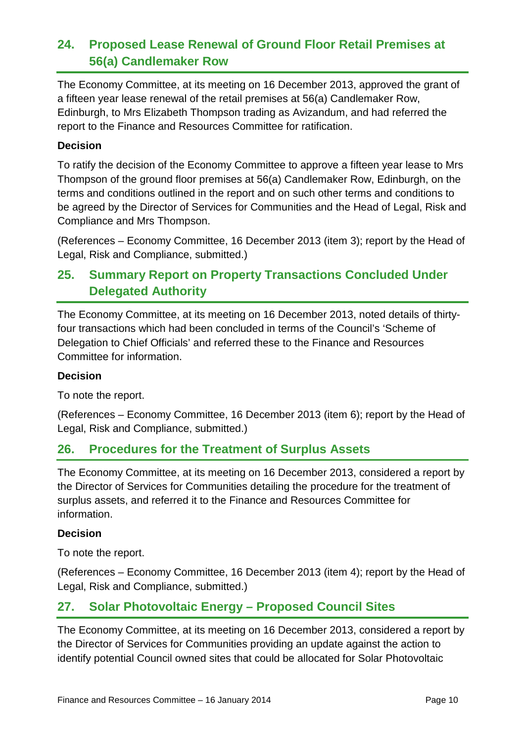## 24. Proposed Lease Renewal of Ground Floor Retail Premises at 56(a) Candlemaker Row

The Economy Committee, at its meeting on 16 December 2013, approved the grant of a fifteen year lease renewal of the retail premises at 56(a) Candlemaker Row, Edinburgh, to Mrs Elizabeth Thompson trading as Avizandum, and had referred the report to the Finance and Resources Committee for ratification.

**Decision**

To ratify the decision of the Economy Committee to approve a fifteen year lease to Mrs Thompson of the ground floor premises at 56(a) Candlemaker Row, Edinburgh, on the terms and conditions outlined in the report and on such other terms and conditions to be agreed by the Director of Services for Communities and the Head of Legal, Risk and Compliance and Mrs Thompson.

(References – Economy Committee, 16 December 2013 (item 3); report by the Head of Legal, Risk and Compliance, submitted.)

## 25. Summary Report on Property Transactions Concluded Under Delegated Authority

The Economy Committee, at its meeting on 16 December 2013, noted details of thirty-four transactions which had been concluded in terms of the Council's 'Scheme of Delegation to Chief Officials' and referred these to the Finance and Resources Committee for information.

**Decision**

To note the report.

(References – Economy Committee, 16 December 2013 (item 6); report by the Head of Legal, Risk and Compliance, submitted.)

## 26. Procedures for the Treatment of Surplus Assets

The Economy Committee, at its meeting on 16 December 2013, considered a report by the Director of Services for Communities detailing the procedure for the treatment of surplus assets, and referred it to the Finance and Resources Committee for information.

**Decision**

To note the report.

(References – Economy Committee, 16 December 2013 (item 4); report by the Head of Legal, Risk and Compliance, submitted.)

## 27. Solar Photovoltaic Energy – Proposed Council Sites

The Economy Committee, at its meeting on 16 December 2013, considered a report by the Director of Services for Communities providing an update against the action to identify potential Council owned sites that could be allocated for Solar Photovoltaic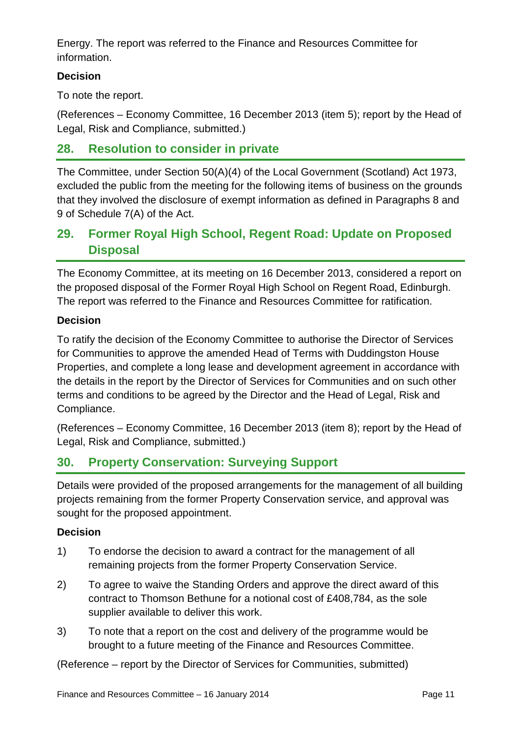Energy. The report was referred to the Finance and Resources Committee for information.

**Decision**

To note the report.

(References – Economy Committee, 16 December 2013 (item 5); report by the Head of Legal, Risk and Compliance, submitted.)

## 28. Resolution to consider in private

The Committee, under Section 50(A)(4) of the Local Government (Scotland) Act 1973, excluded the public from the meeting for the following items of business on the grounds that they involved the disclosure of exempt information as defined in Paragraphs 8 and 9 of Schedule 7(A) of the Act.

## 29. Former Royal High School, Regent Road: Update on Proposed Disposal

The Economy Committee, at its meeting on 16 December 2013, considered a report on the proposed disposal of the Former Royal High School on Regent Road, Edinburgh. The report was referred to the Finance and Resources Committee for ratification.

**Decision**

To ratify the decision of the Economy Committee to authorise the Director of Services for Communities to approve the amended Head of Terms with Duddingston House Properties, and complete a long lease and development agreement in accordance with the details in the report by the Director of Services for Communities and on such other terms and conditions to be agreed by the Director and the Head of Legal, Risk and Compliance.

(References – Economy Committee, 16 December 2013 (item 8); report by the Head of Legal, Risk and Compliance, submitted.)

## 30. Property Conservation: Surveying Support

Details were provided of the proposed arrangements for the management of all building projects remaining from the former Property Conservation service, and approval was sought for the proposed appointment.

**Decision**

1) To endorse the decision to award a contract for the management of all remaining projects from the former Property Conservation Service.

2) To agree to waive the Standing Orders and approve the direct award of this contract to Thomson Bethune for a notional cost of £408,784, as the sole supplier available to deliver this work.

3) To note that a report on the cost and delivery of the programme would be brought to a future meeting of the Finance and Resources Committee.

(Reference – report by the Director of Services for Communities, submitted)